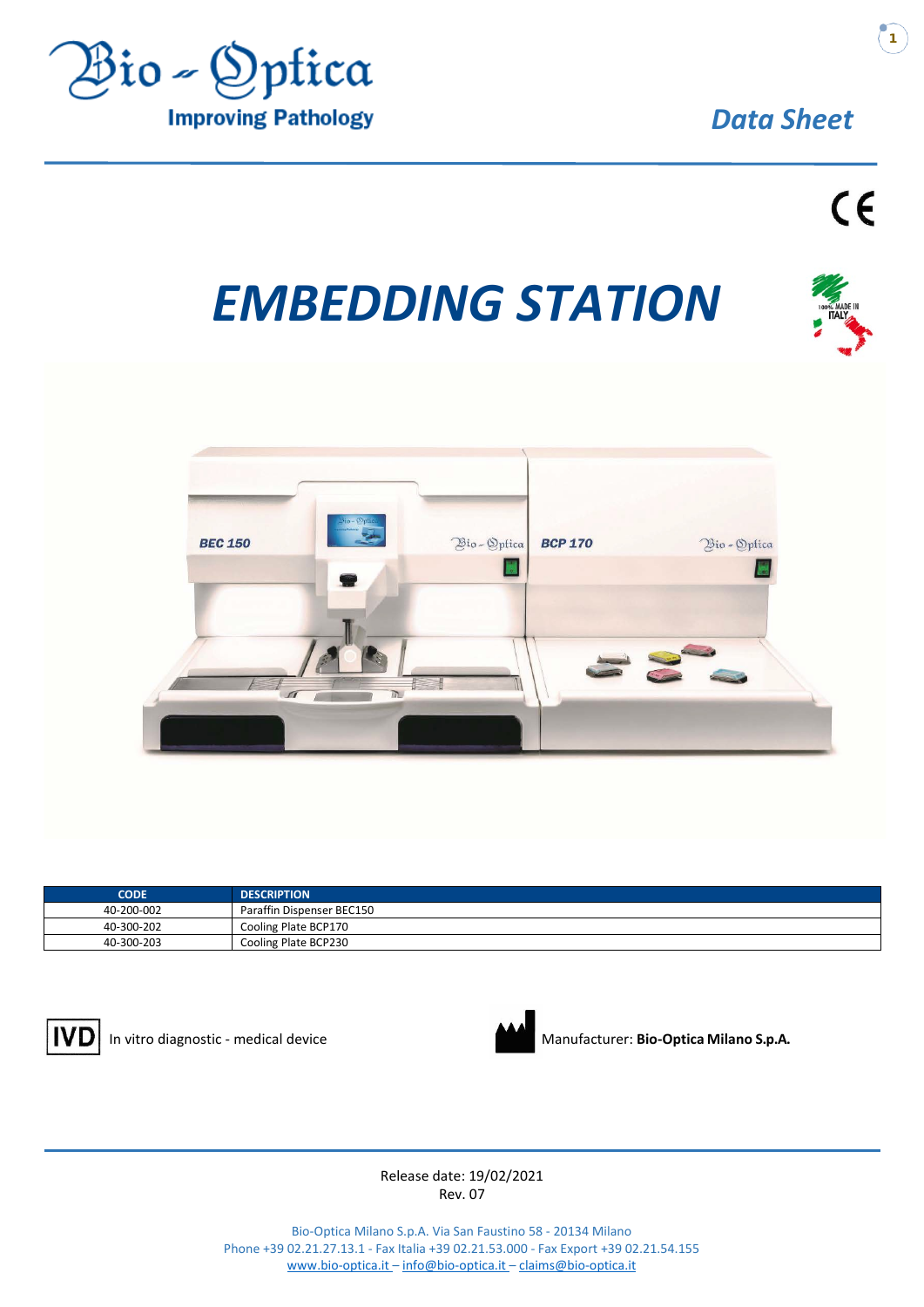Bio-Optica

Improving Pathology

*Data Sheet*

# *EMBEDDING STATION*

| CODE | DESCRIPTION |
|---|---|
| 40-200-002 | Paraffin Dispenser BEC150 |
| 40-300-202 | Cooling Plate BCP170 |
| 40-300-203 | Cooling Plate BCP230 |

IVD In vitro diagnostic - medical device

Manufacturer: **Bio-Optica Milano S.p.A.**

Release date: 19/02/2021
Rev. 07

Bio-Optica Milano S.p.A. Via San Faustino 58 - 20134 Milano
Phone +39 02.21.27.13.1 - Fax Italia +39 02.21.53.000 - Fax Export +39 02.21.54.155
www.bio-optica.it – info@bio-optica.it – claims@bio-optica.it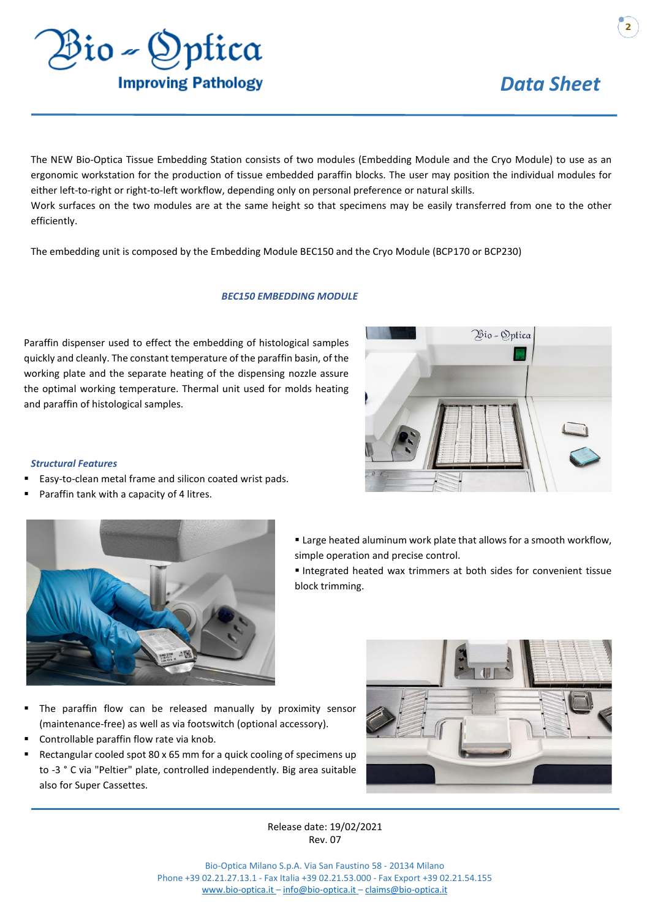The NEW Bio-Optica Tissue Embedding Station consists of two modules (Embedding Module and the Cryo Module) to use as an ergonomic workstation for the production of tissue embedded paraffin blocks. The user may position the individual modules for either left-to-right or right-to-left workflow, depending only on personal preference or natural skills.
Work surfaces on the two modules are at the same height so that specimens may be easily transferred from one to the other efficiently.

The embedding unit is composed by the Embedding Module BEC150 and the Cryo Module (BCP170 or BCP230)

## *BEC150 EMBEDDING MODULE*

Paraffin dispenser used to effect the embedding of histological samples quickly and cleanly. The constant temperature of the paraffin basin, of the working plate and the separate heating of the dispensing nozzle assure the optimal working temperature. Thermal unit used for molds heating and paraffin of histological samples.

### *Structural Features*

- Easy-to-clean metal frame and silicon coated wrist pads.
- Paraffin tank with a capacity of 4 litres.
- Large heated aluminum work plate that allows for a smooth workflow, simple operation and precise control.
- Integrated heated wax trimmers at both sides for convenient tissue block trimming.
- The paraffin flow can be released manually by proximity sensor (maintenance-free) as well as via footswitch (optional accessory).
- Controllable paraffin flow rate via knob.
- Rectangular cooled spot 80 x 65 mm for a quick cooling of specimens up to -3 ° C via "Peltier" plate, controlled independently. Big area suitable also for Super Cassettes.

Release date: 19/02/2021
Rev. 07

Bio-Optica Milano S.p.A. Via San Faustino 58 - 20134 Milano
Phone +39 02.21.27.13.1 - Fax Italia +39 02.21.53.000 - Fax Export +39 02.21.54.155
www.bio-optica.it – info@bio-optica.it – claims@bio-optica.it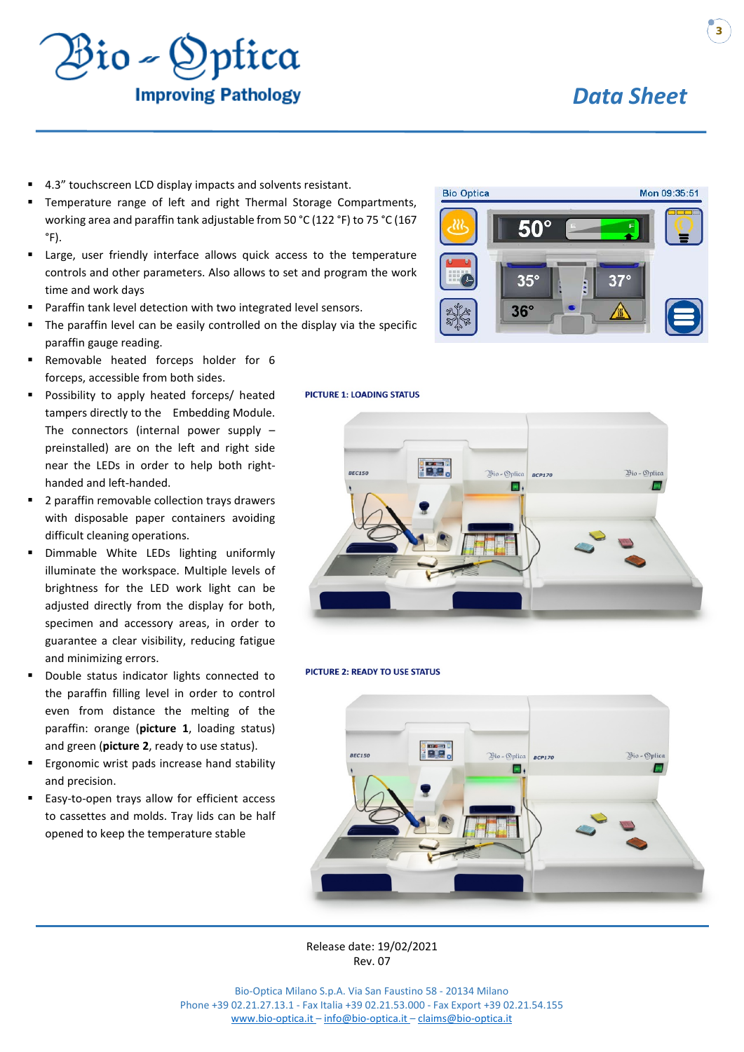- 4.3” touchscreen LCD display impacts and solvents resistant.
- Temperature range of left and right Thermal Storage Compartments, working area and paraffin tank adjustable from 50 °C (122 °F) to 75 °C (167 °F).
- Large, user friendly interface allows quick access to the temperature controls and other parameters. Also allows to set and program the work time and work days
- Paraffin tank level detection with two integrated level sensors.
- The paraffin level can be easily controlled on the display via the specific paraffin gauge reading.
- Removable heated forceps holder for 6 forceps, accessible from both sides.
- Possibility to apply heated forceps/ heated tampers directly to the Embedding Module. The connectors (internal power supply – preinstalled) are on the left and right side near the LEDs in order to help both right-handed and left-handed.
- 2 paraffin removable collection trays drawers with disposable paper containers avoiding difficult cleaning operations.
- Dimmable White LEDs lighting uniformly illuminate the workspace. Multiple levels of brightness for the LED work light can be adjusted directly from the display for both, specimen and accessory areas, in order to guarantee a clear visibility, reducing fatigue and minimizing errors.
- Double status indicator lights connected to the paraffin filling level in order to control even from distance the melting of the paraffin: orange (**picture 1**, loading status) and green (**picture 2**, ready to use status).
- Ergonomic wrist pads increase hand stability and precision.
- Easy-to-open trays allow for efficient access to cassettes and molds. Tray lids can be half opened to keep the temperature stable

PICTURE 1: LOADING STATUS

PICTURE 2: READY TO USE STATUS

Release date: 19/02/2021
Rev. 07

Bio-Optica Milano S.p.A. Via San Faustino 58 - 20134 Milano
Phone +39 02.21.27.13.1 - Fax Italia +39 02.21.53.000 - Fax Export +39 02.21.54.155
www.bio-optica.it – info@bio-optica.it – claims@bio-optica.it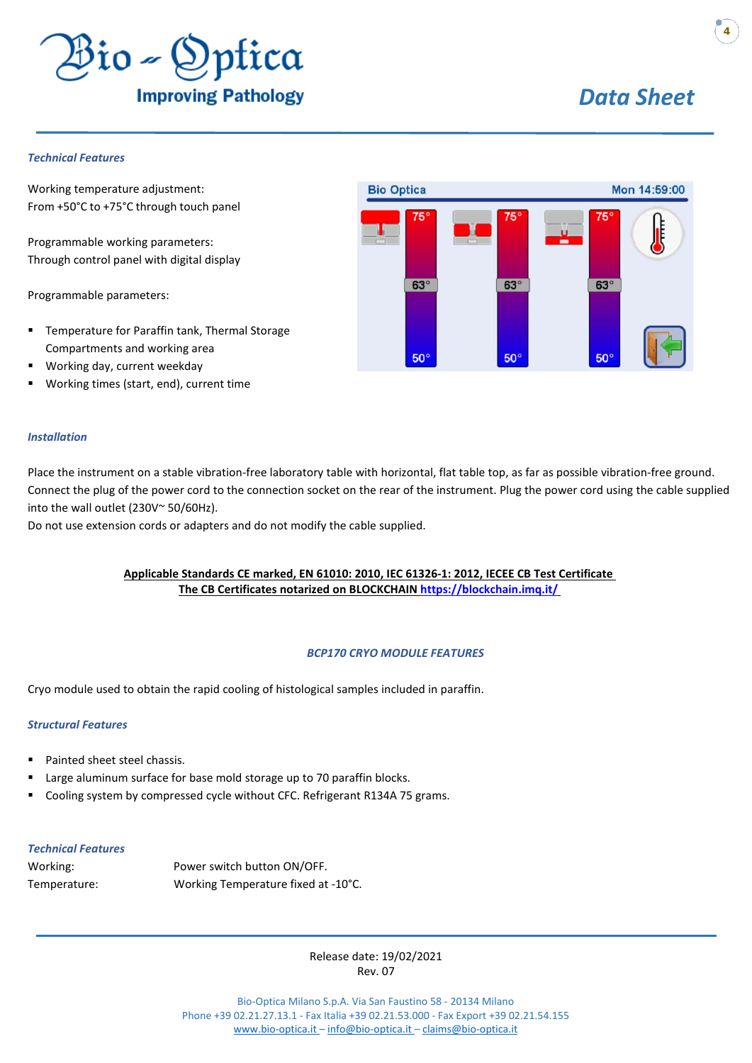### Technical Features

Working temperature adjustment:
From +50°C to +75°C through touch panel

Programmable working parameters:
Through control panel with digital display

Programmable parameters:

- Temperature for Paraffin tank, Thermal Storage Compartments and working area
- Working day, current weekday
- Working times (start, end), current time

### Installation

Place the instrument on a stable vibration-free laboratory table with horizontal, flat table top, as far as possible vibration-free ground.
Connect the plug of the power cord to the connection socket on the rear of the instrument. Plug the power cord using the cable supplied into the wall outlet (230V~ 50/60Hz).
Do not use extension cords or adapters and do not modify the cable supplied.

**Applicable Standards CE marked, EN 61010: 2010, IEC 61326-1: 2012, IECEE CB Test Certificate**
**The CB Certificates notarized on BLOCKCHAIN https://blockchain.imq.it/**

## BCP170 CRYO MODULE FEATURES

Cryo module used to obtain the rapid cooling of histological samples included in paraffin.

### Structural Features

- Painted sheet steel chassis.
- Large aluminum surface for base mold storage up to 70 paraffin blocks.
- Cooling system by compressed cycle without CFC. Refrigerant R134A 75 grams.

### Technical Features

| | |
|---|---|
| Working: | Power switch button ON/OFF. |
| Temperature: | Working Temperature fixed at -10°C. |

Release date: 19/02/2021
Rev. 07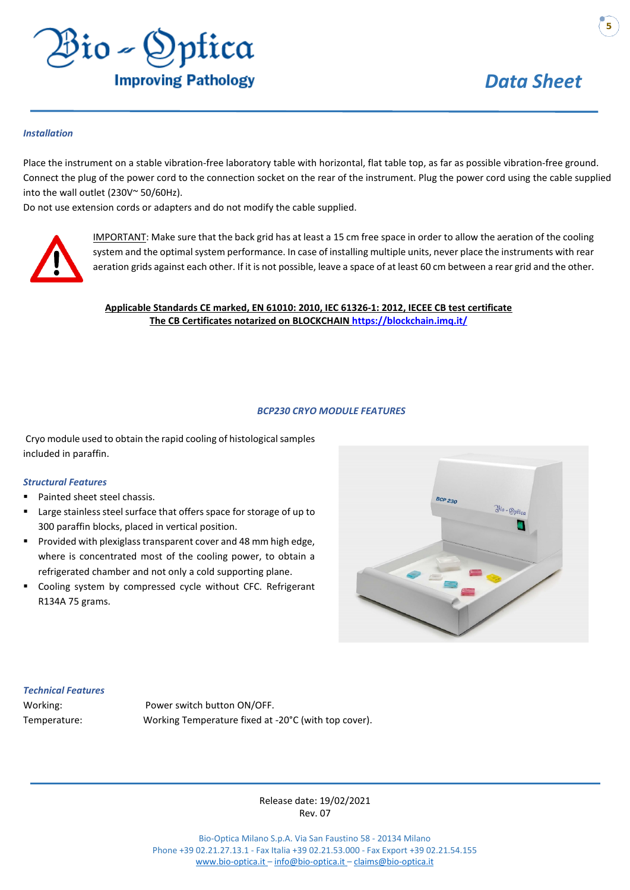### *Installation*

Place the instrument on a stable vibration-free laboratory table with horizontal, flat table top, as far as possible vibration-free ground. Connect the plug of the power cord to the connection socket on the rear of the instrument. Plug the power cord using the cable supplied into the wall outlet (230V~ 50/60Hz).
Do not use extension cords or adapters and do not modify the cable supplied.

IMPORTANT: Make sure that the back grid has at least a 15 cm free space in order to allow the aeration of the cooling system and the optimal system performance. In case of installing multiple units, never place the instruments with rear aeration grids against each other. If it is not possible, leave a space of at least 60 cm between a rear grid and the other.

**Applicable Standards CE marked, EN 61010: 2010, IEC 61326-1: 2012, IECEE CB test certificate**
**The CB Certificates notarized on BLOCKCHAIN https://blockchain.imq.it/**

## *BCP230 CRYO MODULE FEATURES*

Cryo module used to obtain the rapid cooling of histological samples included in paraffin.

### *Structural Features*

- Painted sheet steel chassis.
- Large stainless steel surface that offers space for storage of up to 300 paraffin blocks, placed in vertical position.
- Provided with plexiglass transparent cover and 48 mm high edge, where is concentrated most of the cooling power, to obtain a refrigerated chamber and not only a cold supporting plane.
- Cooling system by compressed cycle without CFC. Refrigerant R134A 75 grams.

### *Technical Features*

Working: Power switch button ON/OFF.
Temperature: Working Temperature fixed at -20°C (with top cover).

Release date: 19/02/2021
Rev. 07

Bio-Optica Milano S.p.A. Via San Faustino 58 - 20134 Milano
Phone +39 02.21.27.13.1 - Fax Italia +39 02.21.53.000 - Fax Export +39 02.21.54.155
www.bio-optica.it – info@bio-optica.it – claims@bio-optica.it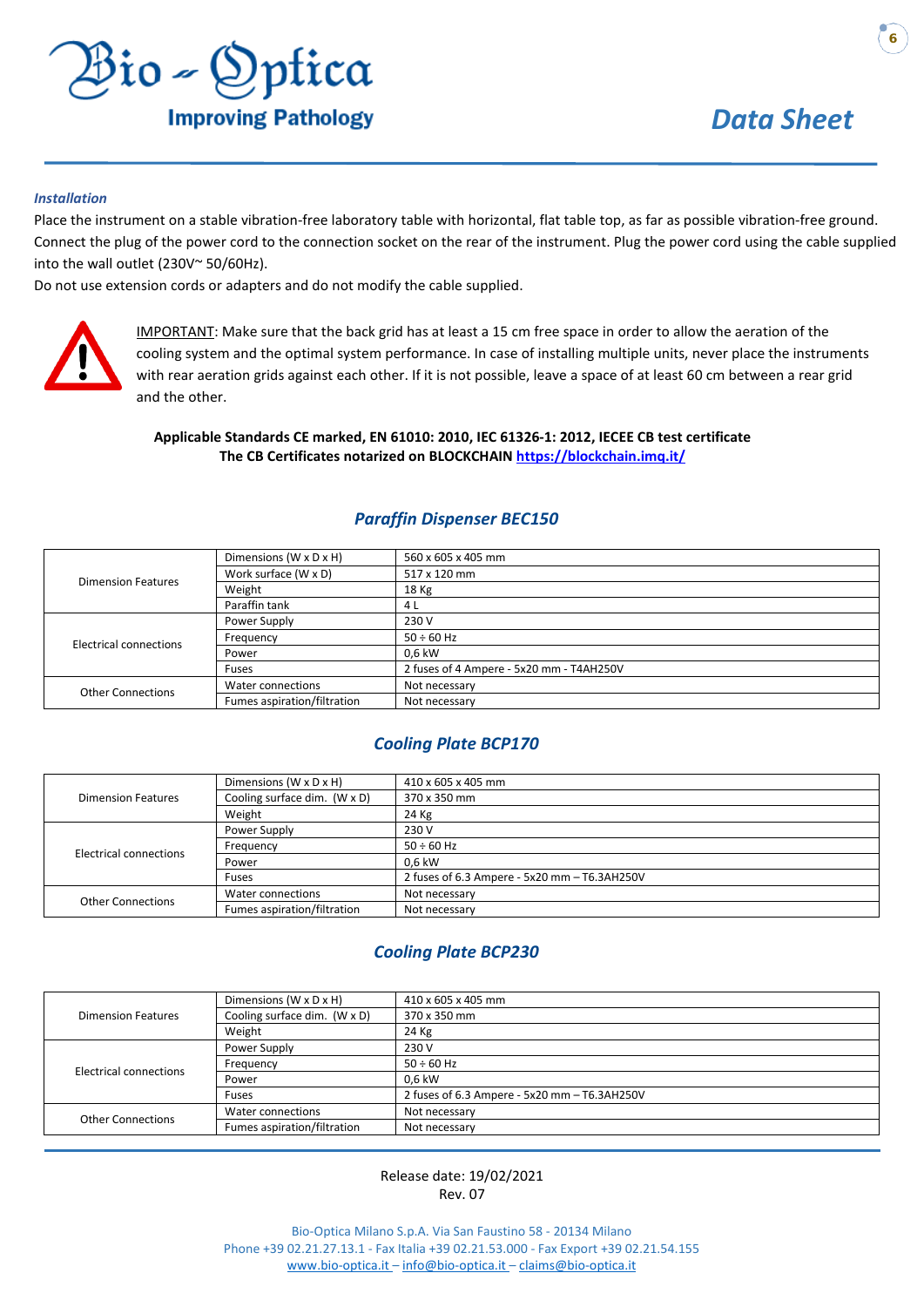### *Installation*

Place the instrument on a stable vibration-free laboratory table with horizontal, flat table top, as far as possible vibration-free ground. Connect the plug of the power cord to the connection socket on the rear of the instrument. Plug the power cord using the cable supplied into the wall outlet (230V~ 50/60Hz).

Do not use extension cords or adapters and do not modify the cable supplied.

IMPORTANT: Make sure that the back grid has at least a 15 cm free space in order to allow the aeration of the cooling system and the optimal system performance. In case of installing multiple units, never place the instruments with rear aeration grids against each other. If it is not possible, leave a space of at least 60 cm between a rear grid and the other.

**Applicable Standards CE marked, EN 61010: 2010, IEC 61326-1: 2012, IECEE CB test certificate**
**The CB Certificates notarized on BLOCKCHAIN https://blockchain.imq.it/**

## *Paraffin Dispenser BEC150*

| | | |
|---|---|---|
| Dimension Features | Dimensions (W x D x H) | 560 x 605 x 405 mm |
| | Work surface (W x D) | 517 x 120 mm |
| | Weight | 18 Kg |
| | Paraffin tank | 4 L |
| Electrical connections | Power Supply | 230 V |
| | Frequency | 50 ÷ 60 Hz |
| | Power | 0,6 kW |
| | Fuses | 2 fuses of 4 Ampere - 5x20 mm - T4AH250V |
| Other Connections | Water connections | Not necessary |
| | Fumes aspiration/filtration | Not necessary |

## *Cooling Plate BCP170*

| | | |
|---|---|---|
| Dimension Features | Dimensions (W x D x H) | 410 x 605 x 405 mm |
| | Cooling surface dim. (W x D) | 370 x 350 mm |
| | Weight | 24 Kg |
| Electrical connections | Power Supply | 230 V |
| | Frequency | 50 ÷ 60 Hz |
| | Power | 0,6 kW |
| | Fuses | 2 fuses of 6.3 Ampere - 5x20 mm – T6.3AH250V |
| Other Connections | Water connections | Not necessary |
| | Fumes aspiration/filtration | Not necessary |

## *Cooling Plate BCP230*

| | | |
|---|---|---|
| Dimension Features | Dimensions (W x D x H) | 410 x 605 x 405 mm |
| | Cooling surface dim. (W x D) | 370 x 350 mm |
| | Weight | 24 Kg |
| Electrical connections | Power Supply | 230 V |
| | Frequency | 50 ÷ 60 Hz |
| | Power | 0,6 kW |
| | Fuses | 2 fuses of 6.3 Ampere - 5x20 mm – T6.3AH250V |
| Other Connections | Water connections | Not necessary |
| | Fumes aspiration/filtration | Not necessary |

Release date: 19/02/2021
Rev. 07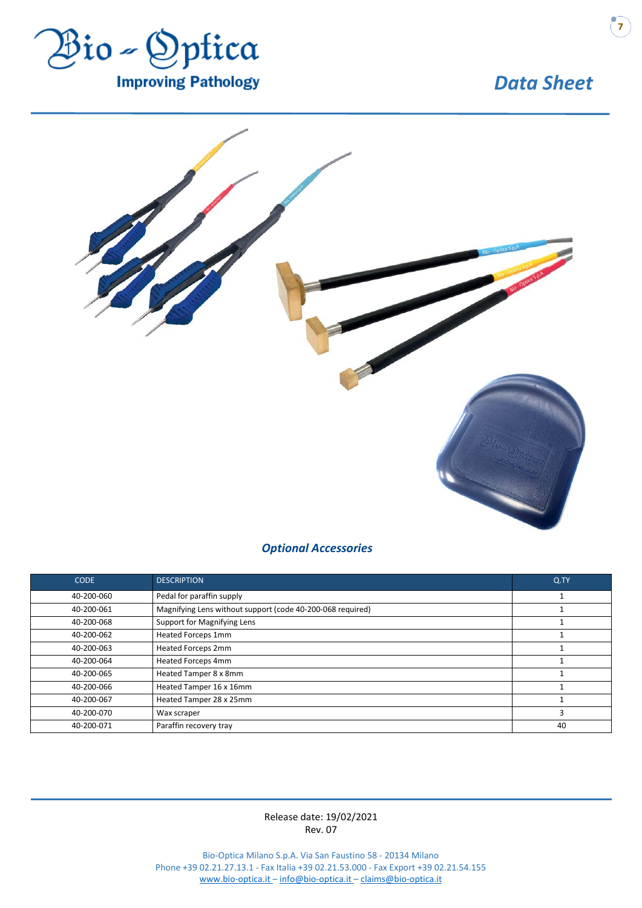## Data Sheet

### *Optional Accessories*

| CODE | DESCRIPTION | Q.TY |
|---|---|---|
| 40-200-060 | Pedal for paraffin supply | 1 |
| 40-200-061 | Magnifying Lens without support (code 40-200-068 required) | 1 |
| 40-200-068 | Support for Magnifying Lens | 1 |
| 40-200-062 | Heated Forceps 1mm | 1 |
| 40-200-063 | Heated Forceps 2mm | 1 |
| 40-200-064 | Heated Forceps 4mm | 1 |
| 40-200-065 | Heated Tamper 8 x 8mm | 1 |
| 40-200-066 | Heated Tamper 16 x 16mm | 1 |
| 40-200-067 | Heated Tamper 28 x 25mm | 1 |
| 40-200-070 | Wax scraper | 3 |
| 40-200-071 | Paraffin recovery tray | 40 |

Release date: 19/02/2021
Rev. 07

Bio-Optica Milano S.p.A. Via San Faustino 58 - 20134 Milano
Phone +39 02.21.27.13.1 - Fax Italia +39 02.21.53.000 - Fax Export +39 02.21.54.155
www.bio-optica.it – info@bio-optica.it – claims@bio-optica.it